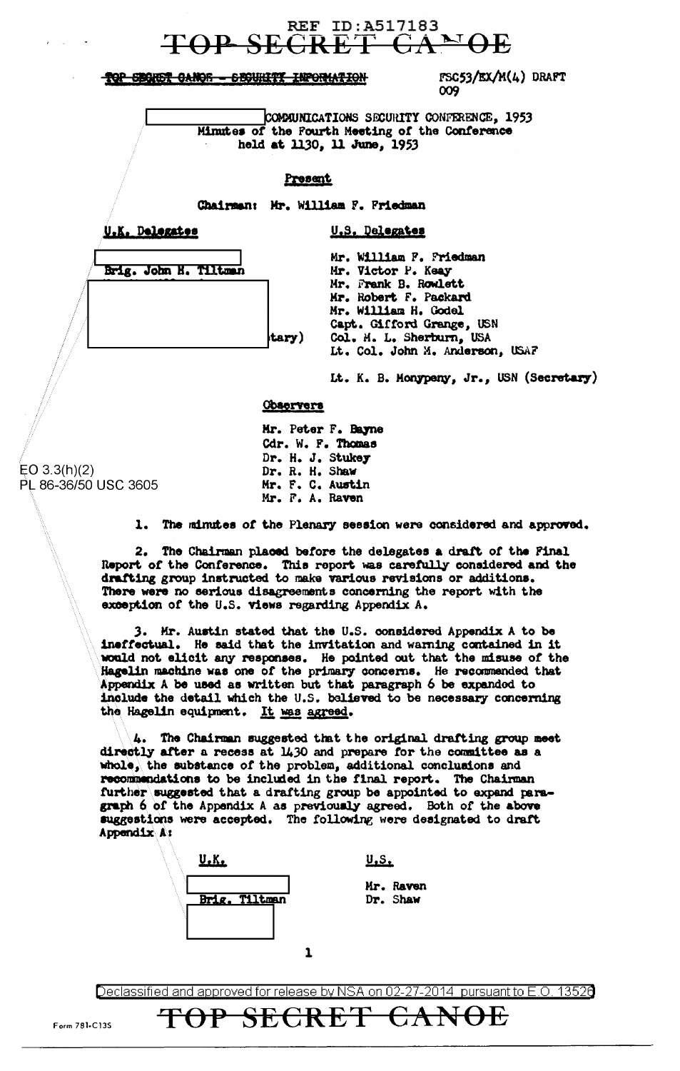REF ID:A517183

TOP SECRET CANOE

TOP SECRET CANOE - SECURITY INFORMATION

FSC53/EX/M(4) DRAFT
009

COMMUNICATIONS SECURITY CONFERENCE, 1953
Minutes of the Fourth Meeting of the Conference
held at 1130, 11 June, 1953

**Present**

Chairman: Mr. William F. Friedman

| U.K. Delegates | U.S. Delegates |
|---|---|
| Brig. John H. Tiltman | Mr. William F. Friedman |
| | Mr. Victor P. Keay |
| | Mr. Frank B. Rowlett |
| | Mr. Robert F. Packard |
| | Mr. William H. Godel |
| | Capt. Gifford Grange, USN |
| tary) | Col. M. L. Sherburn, USA |
| | Lt. Col. John M. Anderson, USAF |
| | Lt. K. B. Monypeny, Jr., USN (Secretary) |

**Observers**

Mr. Peter F. Bayne
Cdr. W. F. Thomas
Dr. H. J. Stukey
Dr. R. H. Shaw
Mr. F. C. Austin
Mr. F. A. Raven

EO 3.3(h)(2)
PL 86-36/50 USC 3605

1. The minutes of the Plenary session were considered and approved.

2. The Chairman placed before the delegates a draft of the Final Report of the Conference. This report was carefully considered and the drafting group instructed to make various revisions or additions. There were no serious disagreements concerning the report with the exception of the U.S. views regarding Appendix A.

3. Mr. Austin stated that the U.S. considered Appendix A to be ineffectual. He said that the invitation and warning contained in it would not elicit any responses. He pointed out that the misuse of the Hagelin machine was one of the primary concerns. He recommended that Appendix A be used as written but that paragraph 6 be expanded to include the detail which the U.S. believed to be necessary concerning the Hagelin equipment. It was agreed.

4. The Chairman suggested that the original drafting group meet directly after a recess at 1430 and prepare for the committee as a whole, the substance of the problem, additional conclusions and recommendations to be included in the final report. The Chairman further suggested that a drafting group be appointed to expand paragraph 6 of the Appendix A as previously agreed. Both of the above suggestions were accepted. The following were designated to draft Appendix A:

| U.K. | U.S. |
|---|---|
| Brig. Tiltman | Mr. Raven |
| | Dr. Shaw |

Declassified and approved for release by NSA on 02-27-2014 pursuant to E.O. 13526

TOP SECRET CANOE

Form 781-C13S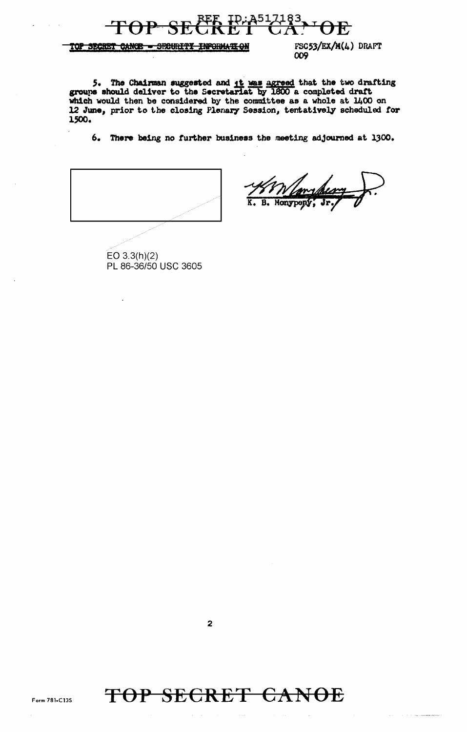FSC53/EX/M(4) DRAFT
009

5. The Chairman suggested and it was agreed that the two drafting groups should deliver to the Secretariat by 1800 a completed draft which would then be considered by the committee as a whole at 1400 on 12 June, prior to the closing Plenary Session, tentatively scheduled for 1500.

6. There being no further business the meeting adjourned at 1300.

K. B. Monypeny, Jr.

EO 3.3(h)(2)
PL 86-36/50 USC 3605

Form 781-C13S